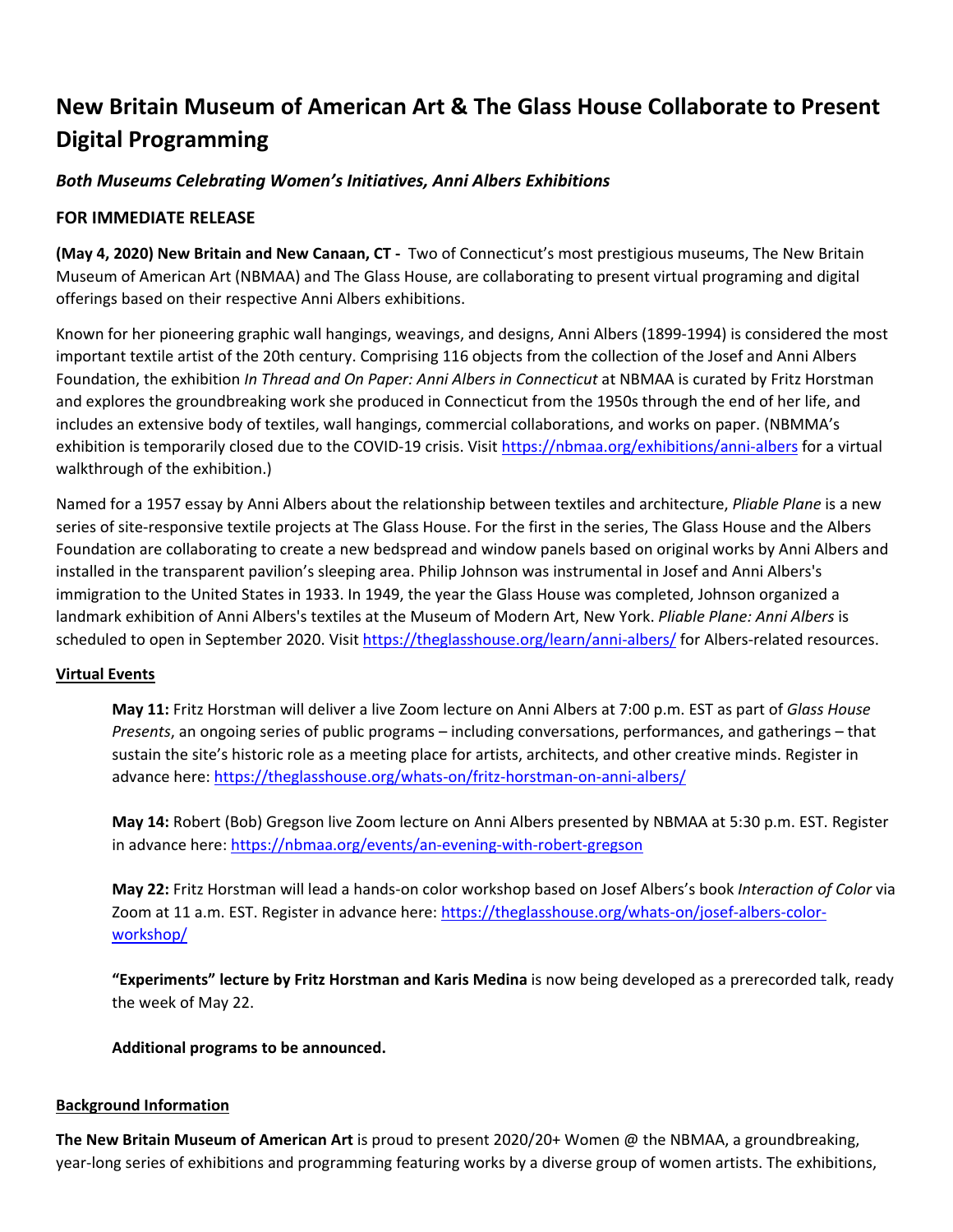# New Britain Museum of American Art & The Glass House Collaborate to Present Digital Programming

***Both Museums Celebrating Women's Initiatives, Anni Albers Exhibitions***

**FOR IMMEDIATE RELEASE**

**(May 4, 2020) New Britain and New Canaan, CT -** Two of Connecticut's most prestigious museums, The New Britain Museum of American Art (NBMAA) and The Glass House, are collaborating to present virtual programing and digital offerings based on their respective Anni Albers exhibitions.

Known for her pioneering graphic wall hangings, weavings, and designs, Anni Albers (1899-1994) is considered the most important textile artist of the 20th century. Comprising 116 objects from the collection of the Josef and Anni Albers Foundation, the exhibition *In Thread and On Paper: Anni Albers in Connecticut* at NBMAA is curated by Fritz Horstman and explores the groundbreaking work she produced in Connecticut from the 1950s through the end of her life, and includes an extensive body of textiles, wall hangings, commercial collaborations, and works on paper. (NBMMA's exhibition is temporarily closed due to the COVID-19 crisis. Visit https://nbmaa.org/exhibitions/anni-albers for a virtual walkthrough of the exhibition.)

Named for a 1957 essay by Anni Albers about the relationship between textiles and architecture, *Pliable Plane* is a new series of site-responsive textile projects at The Glass House. For the first in the series, The Glass House and the Albers Foundation are collaborating to create a new bedspread and window panels based on original works by Anni Albers and installed in the transparent pavilion's sleeping area. Philip Johnson was instrumental in Josef and Anni Albers's immigration to the United States in 1933. In 1949, the year the Glass House was completed, Johnson organized a landmark exhibition of Anni Albers's textiles at the Museum of Modern Art, New York. *Pliable Plane: Anni Albers* is scheduled to open in September 2020. Visit https://theglasshouse.org/learn/anni-albers/ for Albers-related resources.

**Virtual Events**

**May 11:** Fritz Horstman will deliver a live Zoom lecture on Anni Albers at 7:00 p.m. EST as part of *Glass House Presents*, an ongoing series of public programs – including conversations, performances, and gatherings – that sustain the site's historic role as a meeting place for artists, architects, and other creative minds. Register in advance here: https://theglasshouse.org/whats-on/fritz-horstman-on-anni-albers/

**May 14:** Robert (Bob) Gregson live Zoom lecture on Anni Albers presented by NBMAA at 5:30 p.m. EST. Register in advance here: https://nbmaa.org/events/an-evening-with-robert-gregson

**May 22:** Fritz Horstman will lead a hands-on color workshop based on Josef Albers's book *Interaction of Color* via Zoom at 11 a.m. EST. Register in advance here: https://theglasshouse.org/whats-on/josef-albers-color-workshop/

**"Experiments" lecture by Fritz Horstman and Karis Medina** is now being developed as a prerecorded talk, ready the week of May 22.

**Additional programs to be announced.**

**Background Information**

**The New Britain Museum of American Art** is proud to present 2020/20+ Women @ the NBMAA, a groundbreaking, year-long series of exhibitions and programming featuring works by a diverse group of women artists. The exhibitions,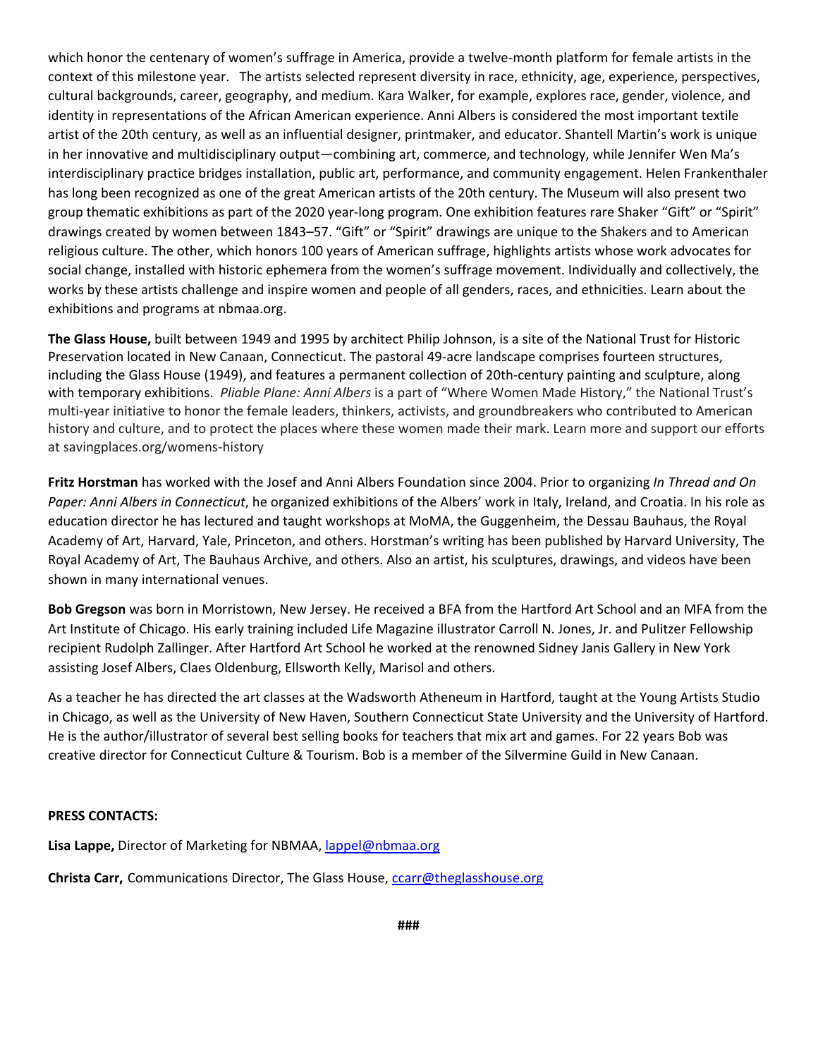which honor the centenary of women's suffrage in America, provide a twelve-month platform for female artists in the context of this milestone year. The artists selected represent diversity in race, ethnicity, age, experience, perspectives, cultural backgrounds, career, geography, and medium. Kara Walker, for example, explores race, gender, violence, and identity in representations of the African American experience. Anni Albers is considered the most important textile artist of the 20th century, as well as an influential designer, printmaker, and educator. Shantell Martin's work is unique in her innovative and multidisciplinary output—combining art, commerce, and technology, while Jennifer Wen Ma's interdisciplinary practice bridges installation, public art, performance, and community engagement. Helen Frankenthaler has long been recognized as one of the great American artists of the 20th century. The Museum will also present two group thematic exhibitions as part of the 2020 year-long program. One exhibition features rare Shaker "Gift" or "Spirit" drawings created by women between 1843–57. "Gift" or "Spirit" drawings are unique to the Shakers and to American religious culture. The other, which honors 100 years of American suffrage, highlights artists whose work advocates for social change, installed with historic ephemera from the women's suffrage movement. Individually and collectively, the works by these artists challenge and inspire women and people of all genders, races, and ethnicities. Learn about the exhibitions and programs at nbmaa.org.

**The Glass House,** built between 1949 and 1995 by architect Philip Johnson, is a site of the National Trust for Historic Preservation located in New Canaan, Connecticut. The pastoral 49-acre landscape comprises fourteen structures, including the Glass House (1949), and features a permanent collection of 20th-century painting and sculpture, along with temporary exhibitions. *Pliable Plane: Anni Albers* is a part of "Where Women Made History," the National Trust's multi-year initiative to honor the female leaders, thinkers, activists, and groundbreakers who contributed to American history and culture, and to protect the places where these women made their mark. Learn more and support our efforts at savingplaces.org/womens-history

**Fritz Horstman** has worked with the Josef and Anni Albers Foundation since 2004. Prior to organizing *In Thread and On Paper: Anni Albers in Connecticut*, he organized exhibitions of the Albers' work in Italy, Ireland, and Croatia. In his role as education director he has lectured and taught workshops at MoMA, the Guggenheim, the Dessau Bauhaus, the Royal Academy of Art, Harvard, Yale, Princeton, and others. Horstman's writing has been published by Harvard University, The Royal Academy of Art, The Bauhaus Archive, and others. Also an artist, his sculptures, drawings, and videos have been shown in many international venues.

**Bob Gregson** was born in Morristown, New Jersey. He received a BFA from the Hartford Art School and an MFA from the Art Institute of Chicago. His early training included Life Magazine illustrator Carroll N. Jones, Jr. and Pulitzer Fellowship recipient Rudolph Zallinger. After Hartford Art School he worked at the renowned Sidney Janis Gallery in New York assisting Josef Albers, Claes Oldenburg, Ellsworth Kelly, Marisol and others.

As a teacher he has directed the art classes at the Wadsworth Atheneum in Hartford, taught at the Young Artists Studio in Chicago, as well as the University of New Haven, Southern Connecticut State University and the University of Hartford. He is the author/illustrator of several best selling books for teachers that mix art and games. For 22 years Bob was creative director for Connecticut Culture & Tourism. Bob is a member of the Silvermine Guild in New Canaan.

**PRESS CONTACTS:**

**Lisa Lappe,** Director of Marketing for NBMAA, lappel@nbmaa.org

**Christa Carr,** Communications Director, The Glass House, ccarr@theglasshouse.org

**###**